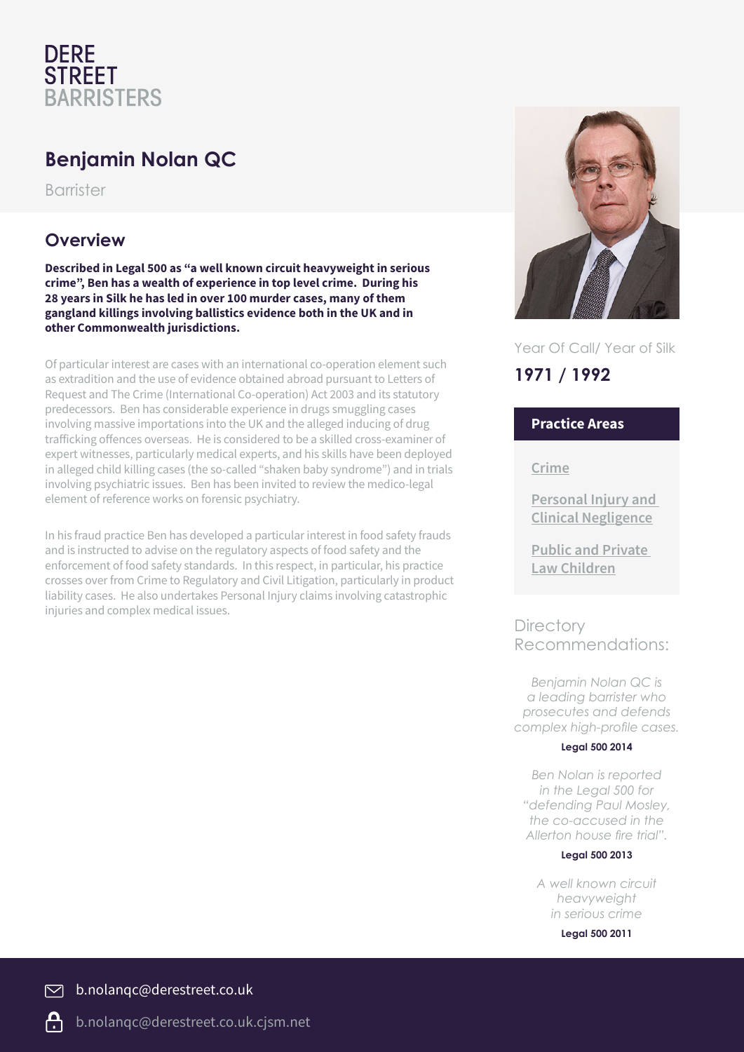DERE STREET BARRISTERS

# Benjamin Nolan QC

Barrister

## Overview

**Described in Legal 500 as "a well known circuit heavyweight in serious crime", Ben has a wealth of experience in top level crime. During his 28 years in Silk he has led in over 100 murder cases, many of them gangland killings involving ballistics evidence both in the UK and in other Commonwealth jurisdictions.**

Of particular interest are cases with an international co-operation element such as extradition and the use of evidence obtained abroad pursuant to Letters of Request and The Crime (International Co-operation) Act 2003 and its statutory predecessors. Ben has considerable experience in drugs smuggling cases involving massive importations into the UK and the alleged inducing of drug trafficking offences overseas. He is considered to be a skilled cross-examiner of expert witnesses, particularly medical experts, and his skills have been deployed in alleged child killing cases (the so-called "shaken baby syndrome") and in trials involving psychiatric issues. Ben has been invited to review the medico-legal element of reference works on forensic psychiatry.

In his fraud practice Ben has developed a particular interest in food safety frauds and is instructed to advise on the regulatory aspects of food safety and the enforcement of food safety standards. In this respect, in particular, his practice crosses over from Crime to Regulatory and Civil Litigation, particularly in product liability cases. He also undertakes Personal Injury claims involving catastrophic injuries and complex medical issues.

Year Of Call/ Year of Silk

**1971 / 1992**

### Practice Areas

- Crime
- Personal Injury and Clinical Negligence
- Public and Private Law Children

Directory Recommendations:

*Benjamin Nolan QC is a leading barrister who prosecutes and defends complex high-profile cases.*

**Legal 500 2014**

*Ben Nolan is reported in the Legal 500 for "defending Paul Mosley, the co-accused in the Allerton house fire trial".*

**Legal 500 2013**

*A well known circuit heavyweight in serious crime*

**Legal 500 2011**

b.nolanqc@derestreet.co.uk

b.nolanqc@derestreet.co.uk.cjsm.net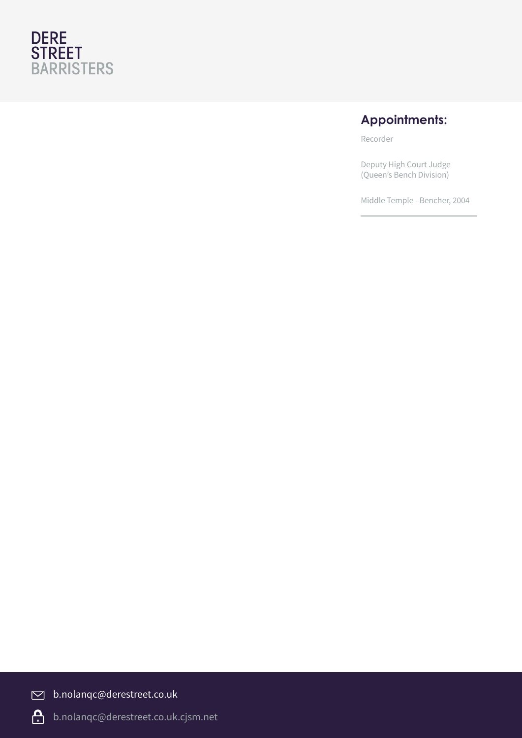DERE STREET BARRISTERS

## Appointments:

Recorder

Deputy High Court Judge (Queen's Bench Division)

Middle Temple - Bencher, 2004

b.nolanqc@derestreet.co.uk

b.nolanqc@derestreet.co.uk.cjsm.net